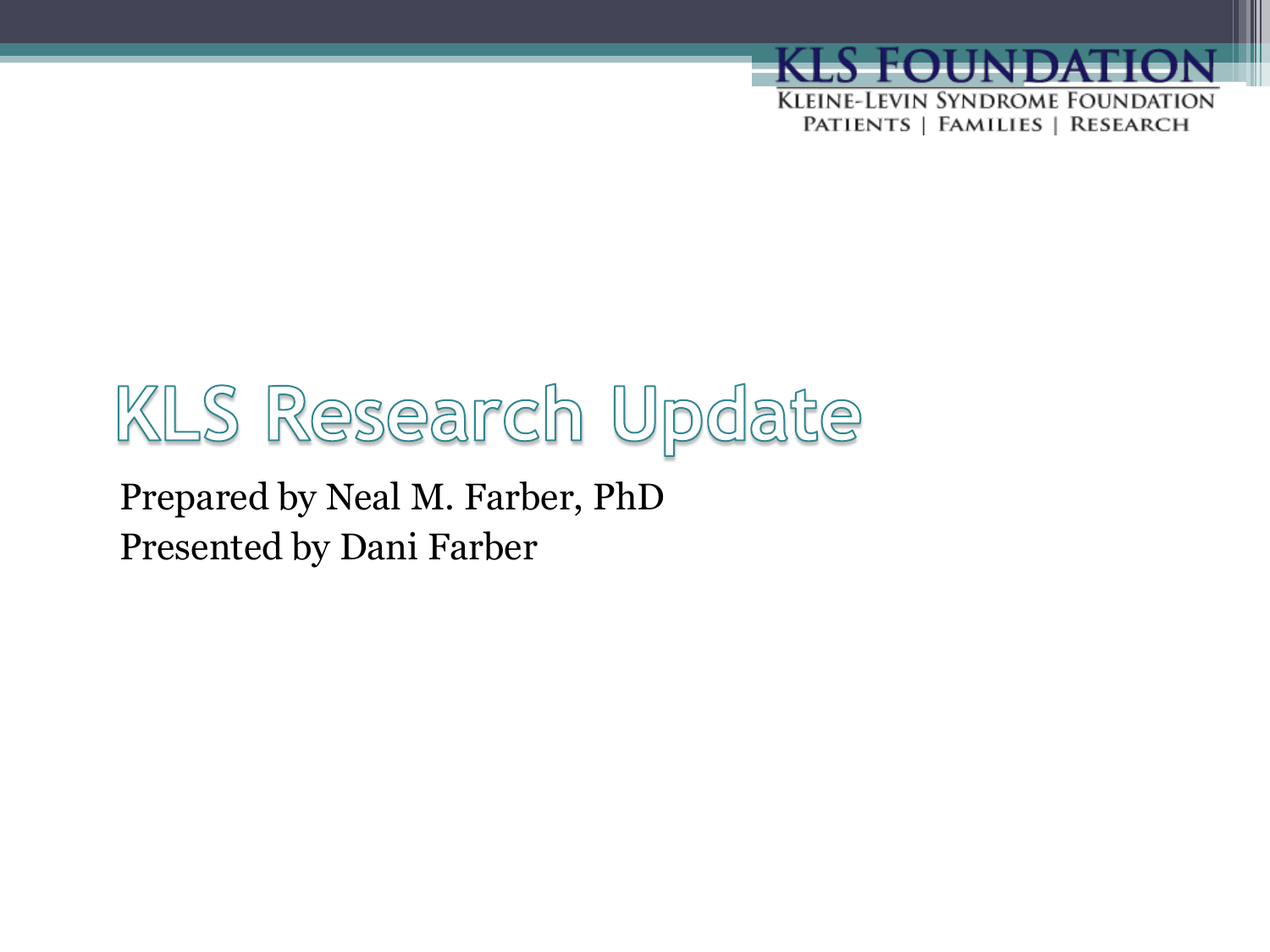KLS FOUNDATION

KLEINE-LEVIN SYNDROME FOUNDATION

PATIENTS | FAMILIES | RESEARCH

# KLS Research Update

Prepared by Neal M. Farber, PhD

Presented by Dani Farber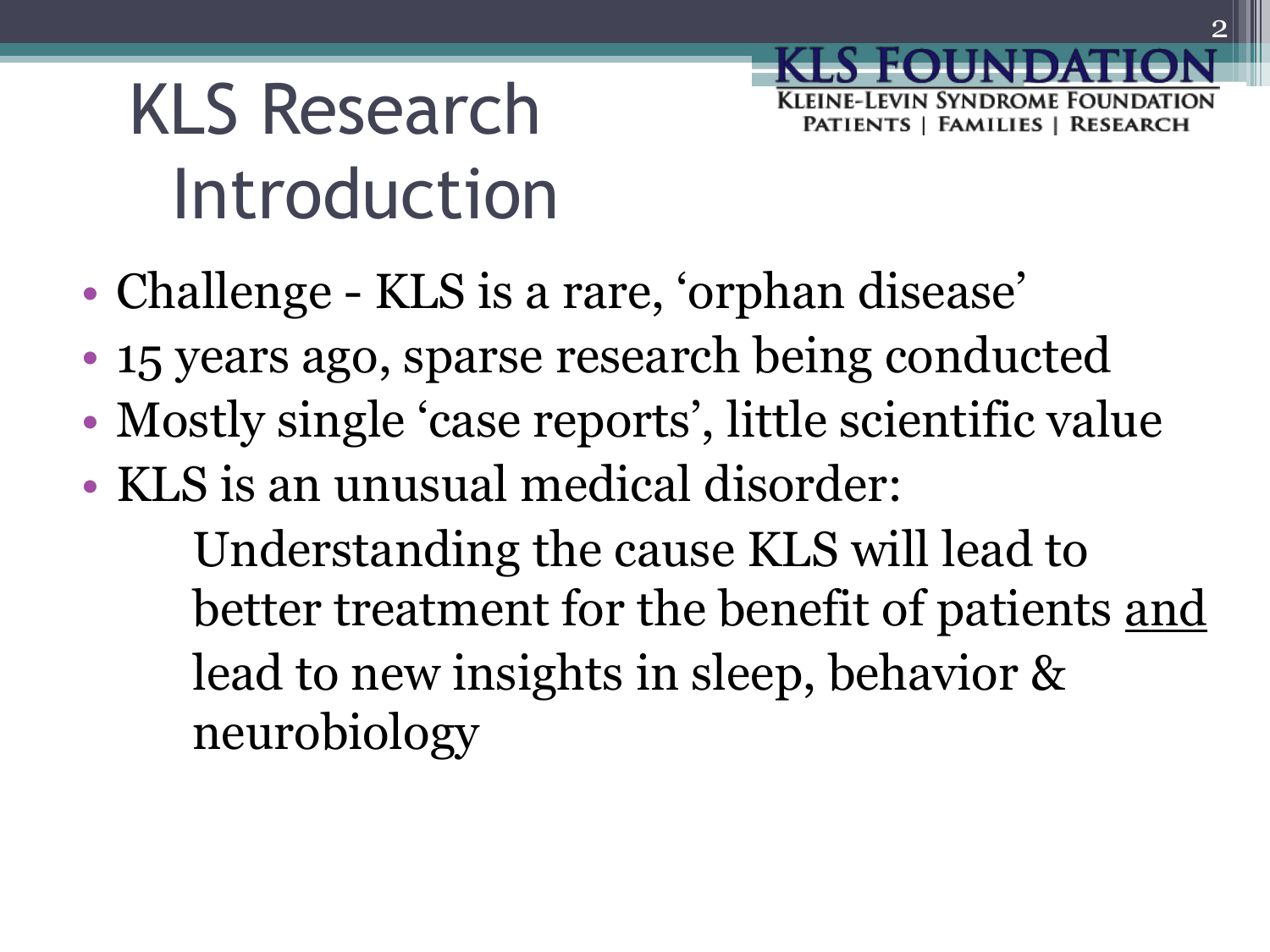# KLS Research Introduction

KLS FOUNDATION
KLEINE-LEVIN SYNDROME FOUNDATION
PATIENTS | FAMILIES | RESEARCH

- Challenge - KLS is a rare, ‘orphan disease’
- 15 years ago, sparse research being conducted
- Mostly single ‘case reports’, little scientific value
- KLS is an unusual medical disorder:

  Understanding the cause KLS will lead to better treatment for the benefit of patients <u>and</u> lead to new insights in sleep, behavior & neurobiology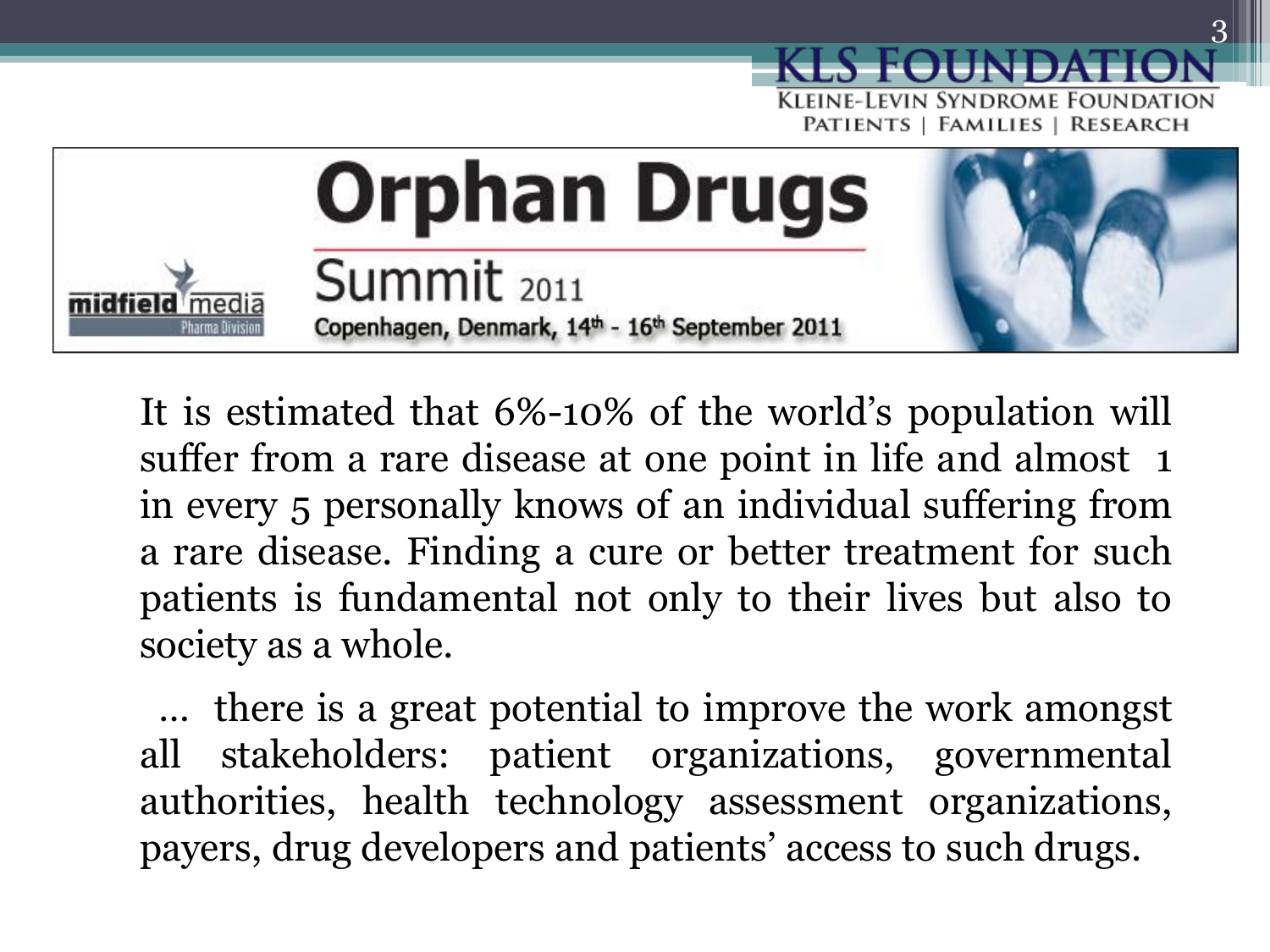KLS FOUNDATION
KLEINE-LEVIN SYNDROME FOUNDATION
PATIENTS | FAMILIES | RESEARCH

# Orphan Drugs Summit 2011

midfield media Pharma Division

Copenhagen, Denmark, 14th - 16th September 2011

It is estimated that 6%-10% of the world's population will suffer from a rare disease at one point in life and almost 1 in every 5 personally knows of an individual suffering from a rare disease. Finding a cure or better treatment for such patients is fundamental not only to their lives but also to society as a whole.

… there is a great potential to improve the work amongst all stakeholders: patient organizations, governmental authorities, health technology assessment organizations, payers, drug developers and patients' access to such drugs.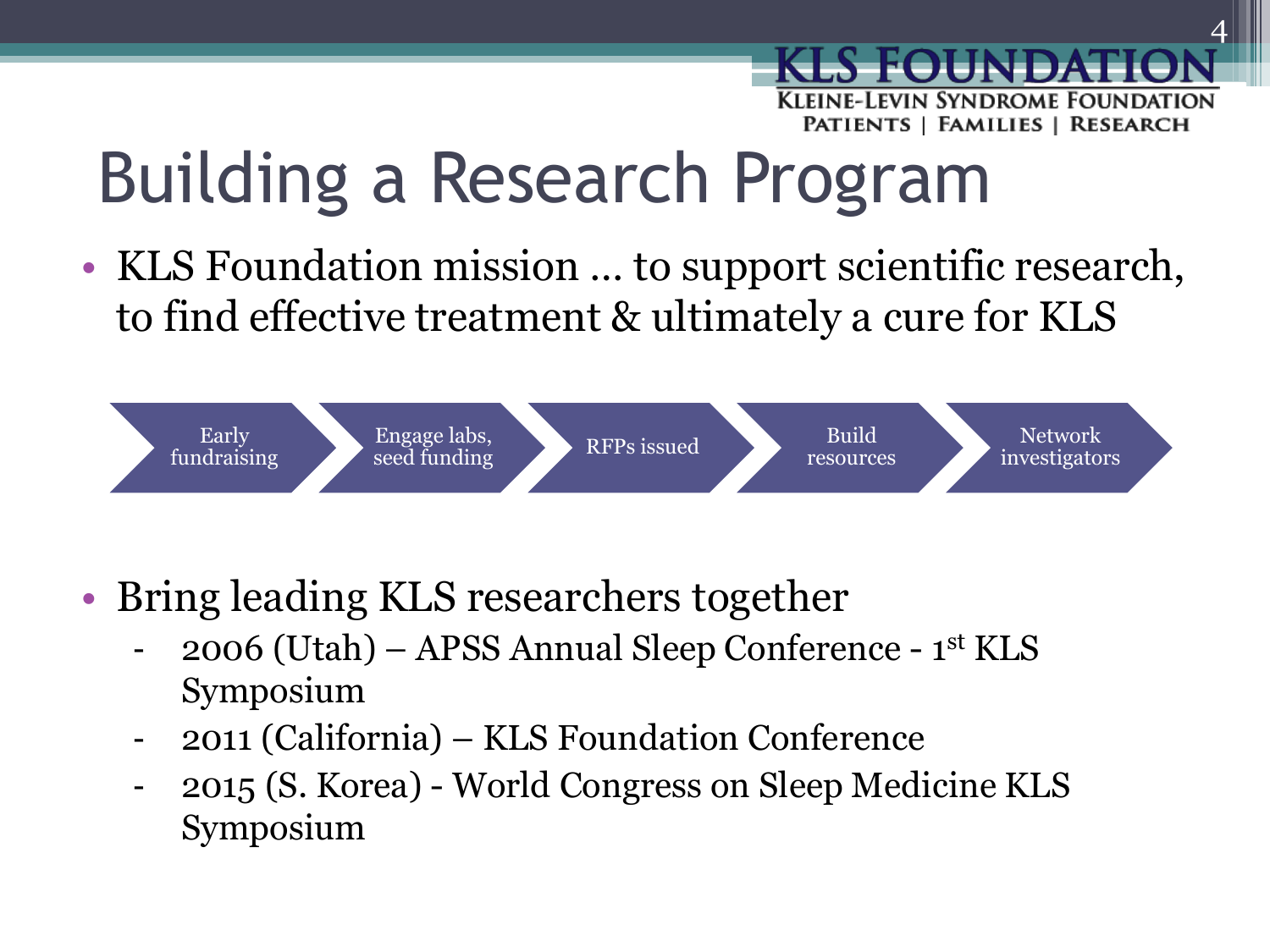# Building a Research Program

- KLS Foundation mission … to support scientific research, to find effective treatment & ultimately a cure for KLS

Early fundraising → Engage labs, seed funding → RFPs issued → Build resources → Network investigators

- Bring leading KLS researchers together
  - 2006 (Utah) – APSS Annual Sleep Conference - 1st KLS Symposium
  - 2011 (California) – KLS Foundation Conference
  - 2015 (S. Korea) - World Congress on Sleep Medicine KLS Symposium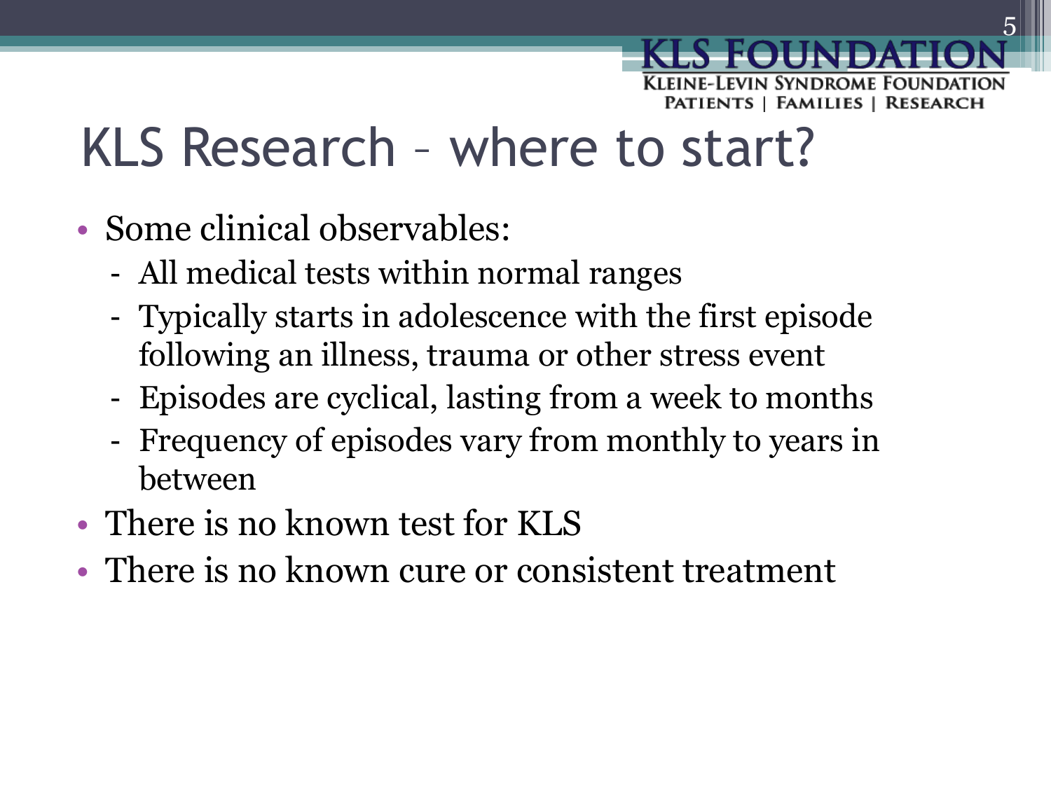# KLS Research – where to start?

- Some clinical observables:
  - All medical tests within normal ranges
  - Typically starts in adolescence with the first episode following an illness, trauma or other stress event
  - Episodes are cyclical, lasting from a week to months
  - Frequency of episodes vary from monthly to years in between
- There is no known test for KLS
- There is no known cure or consistent treatment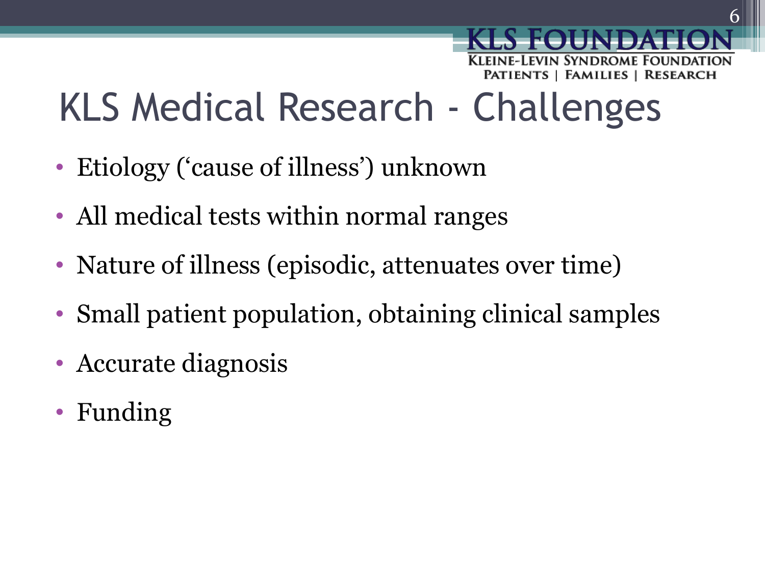# KLS Medical Research - Challenges

- Etiology ('cause of illness') unknown
- All medical tests within normal ranges
- Nature of illness (episodic, attenuates over time)
- Small patient population, obtaining clinical samples
- Accurate diagnosis
- Funding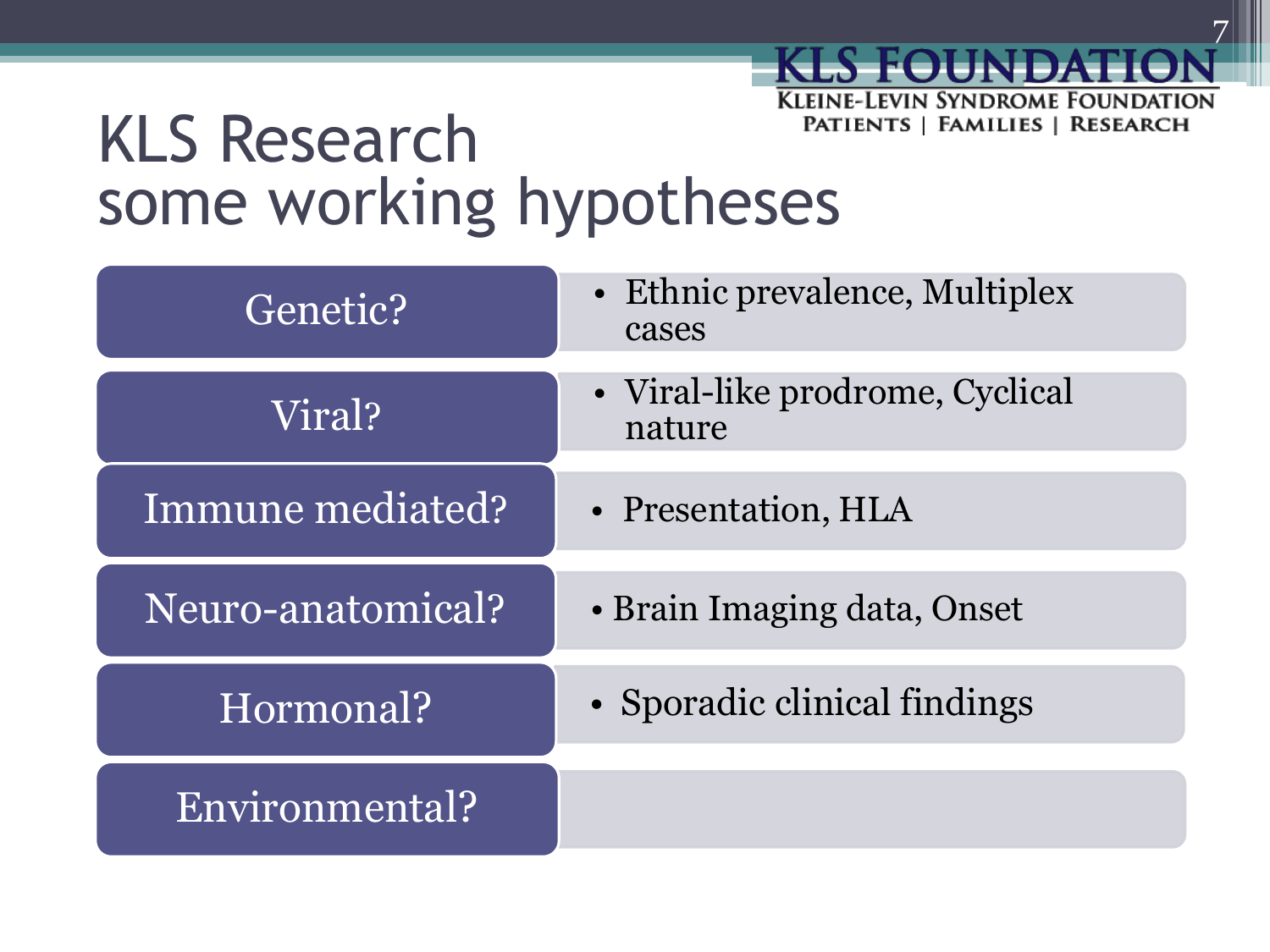# KLS Research
## some working hypotheses

| Hypothesis | Evidence |
| --- | --- |
| Genetic? | • Ethnic prevalence, Multiplex cases |
| Viral? | • Viral-like prodrome, Cyclical nature |
| Immune mediated? | • Presentation, HLA |
| Neuro-anatomical? | • Brain Imaging data, Onset |
| Hormonal? | • Sporadic clinical findings |
| Environmental? | |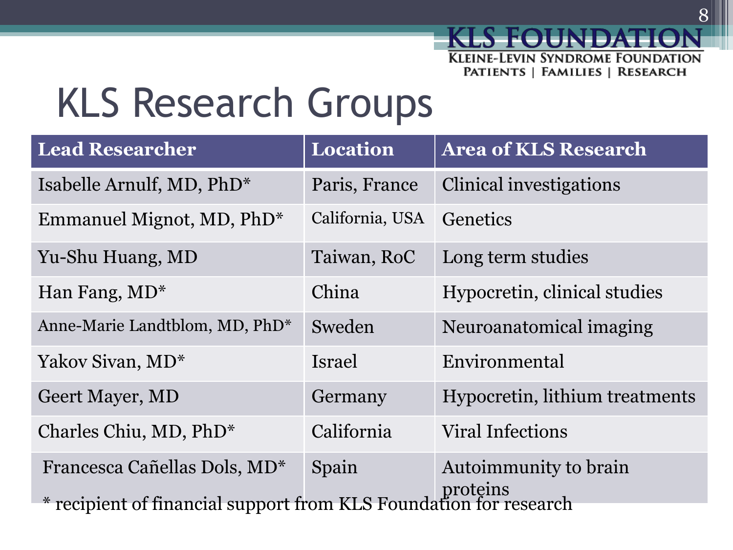# KLS Research Groups

| Lead Researcher | Location | Area of KLS Research |
|---|---|---|
| Isabelle Arnulf, MD, PhD* | Paris, France | Clinical investigations |
| Emmanuel Mignot, MD, PhD* | California, USA | Genetics |
| Yu-Shu Huang, MD | Taiwan, RoC | Long term studies |
| Han Fang, MD* | China | Hypocretin, clinical studies |
| Anne-Marie Landtblom, MD, PhD* | Sweden | Neuroanatomical imaging |
| Yakov Sivan, MD* | Israel | Environmental |
| Geert Mayer, MD | Germany | Hypocretin, lithium treatments |
| Charles Chiu, MD, PhD* | California | Viral Infections |
| Francesca Cañellas Dols, MD* | Spain | Autoimmunity to brain proteins |

* recipient of financial support from KLS Foundation for research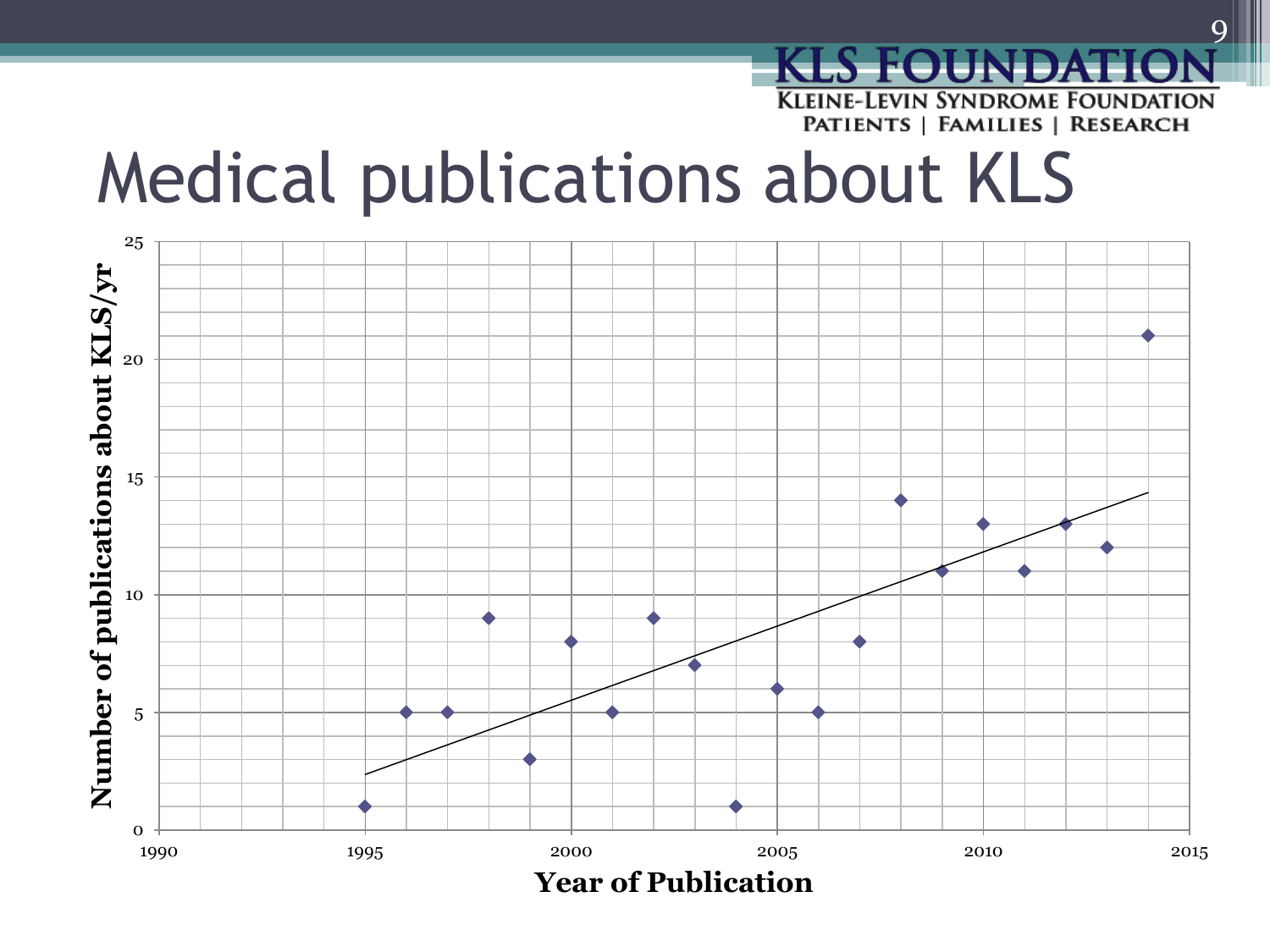# Medical publications about KLS

Number of publications about KLS/yr

Year of Publication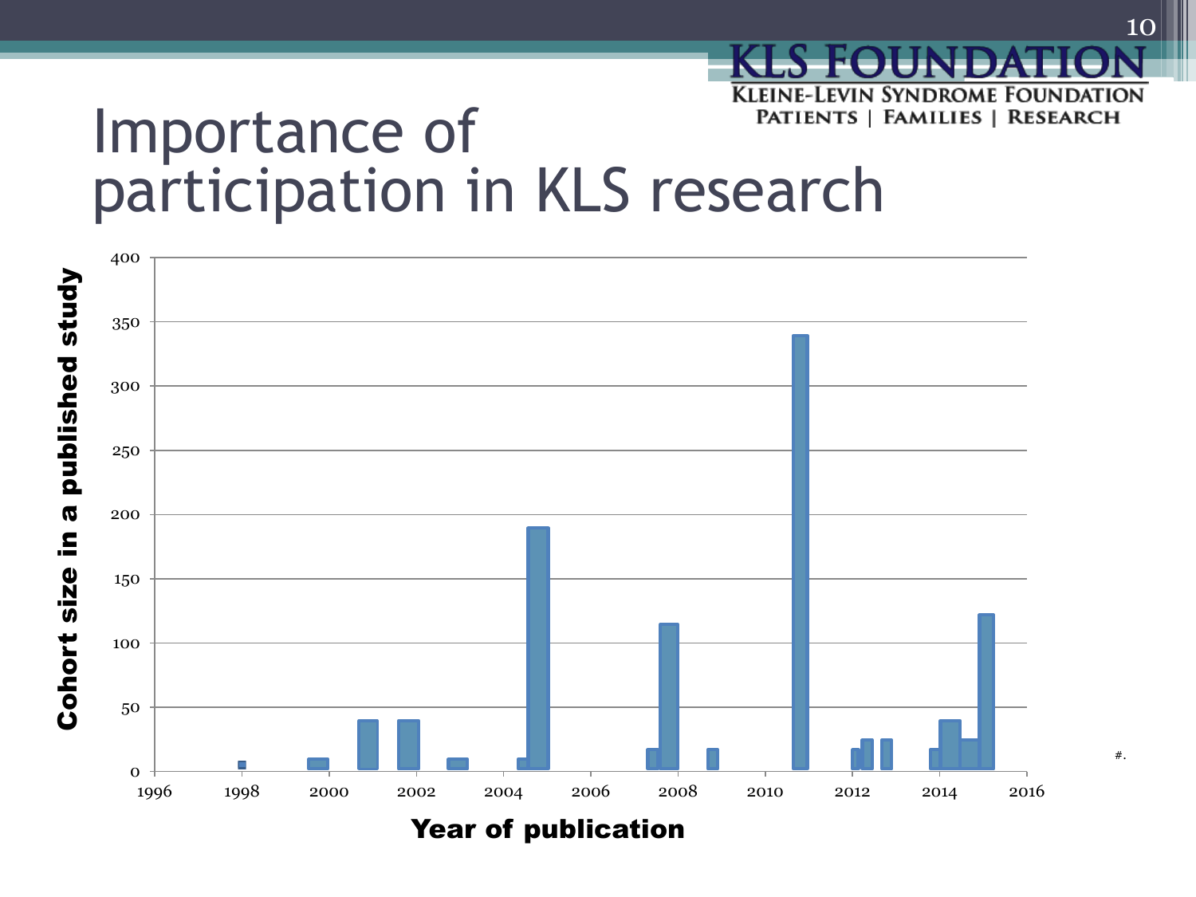# Importance of participation in KLS research

KLS FOUNDATION
KLEINE-LEVIN SYNDROME FOUNDATION
PATIENTS | FAMILIES | RESEARCH

Cohort size in a published study

400
350
300
250
200
150
100
50
0

1996 1998 2000 2002 2004 2006 2008 2010 2012 2014 2016

Year of publication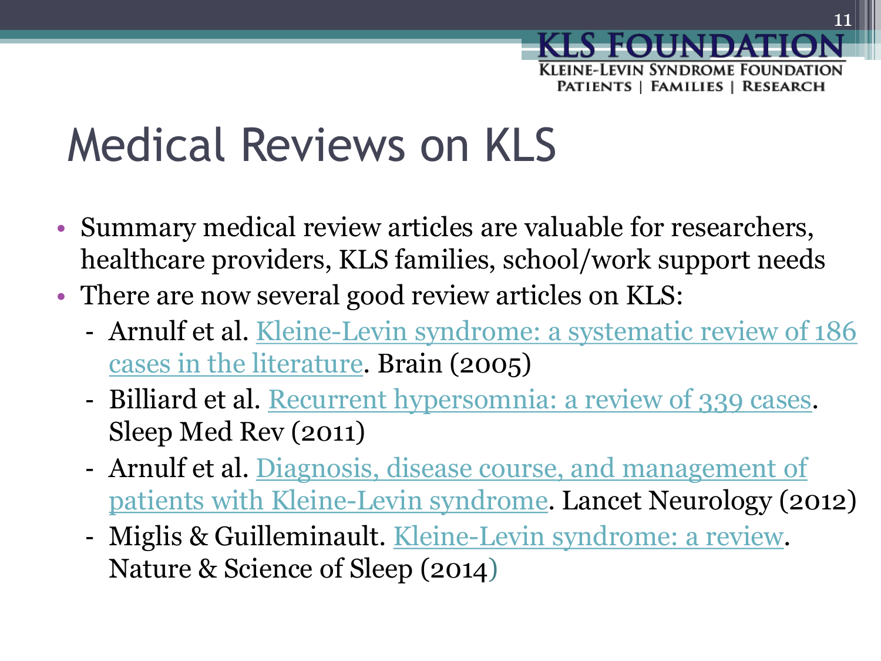# Medical Reviews on KLS

- Summary medical review articles are valuable for researchers, healthcare providers, KLS families, school/work support needs
- There are now several good review articles on KLS:
  - Arnulf et al. Kleine-Levin syndrome: a systematic review of 186 cases in the literature. Brain (2005)
  - Billiard et al. Recurrent hypersomnia: a review of 339 cases. Sleep Med Rev (2011)
  - Arnulf et al. Diagnosis, disease course, and management of patients with Kleine-Levin syndrome. Lancet Neurology (2012)
  - Miglis & Guilleminault. Kleine-Levin syndrome: a review. Nature & Science of Sleep (2014)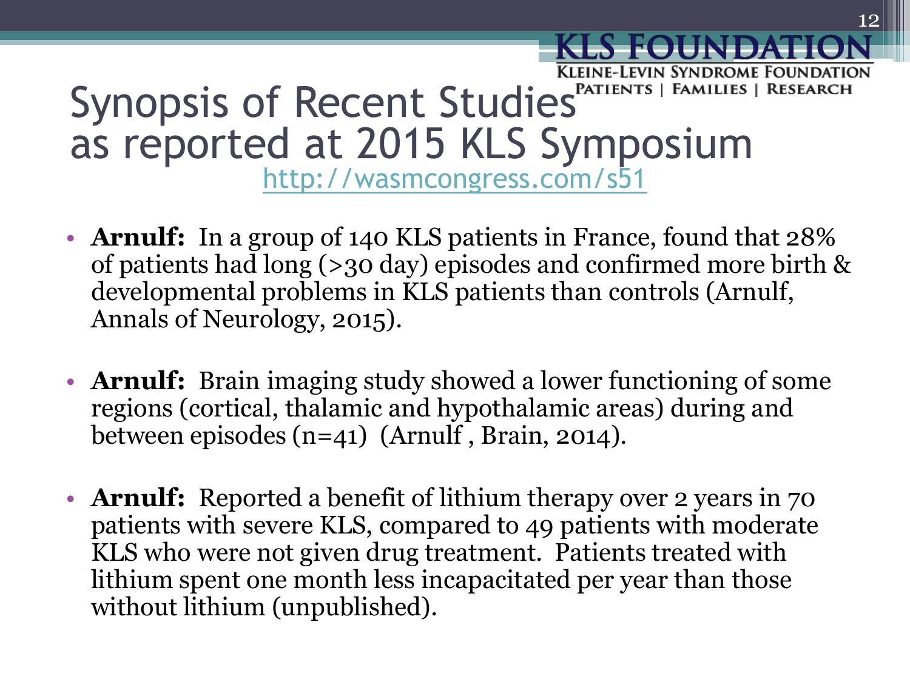# Synopsis of Recent Studies as reported at 2015 KLS Symposium

http://wasmcongress.com/s51

- **Arnulf:** In a group of 140 KLS patients in France, found that 28% of patients had long (>30 day) episodes and confirmed more birth & developmental problems in KLS patients than controls (Arnulf, Annals of Neurology, 2015).

- **Arnulf:** Brain imaging study showed a lower functioning of some regions (cortical, thalamic and hypothalamic areas) during and between episodes (n=41) (Arnulf , Brain, 2014).

- **Arnulf:** Reported a benefit of lithium therapy over 2 years in 70 patients with severe KLS, compared to 49 patients with moderate KLS who were not given drug treatment. Patients treated with lithium spent one month less incapacitated per year than those without lithium (unpublished).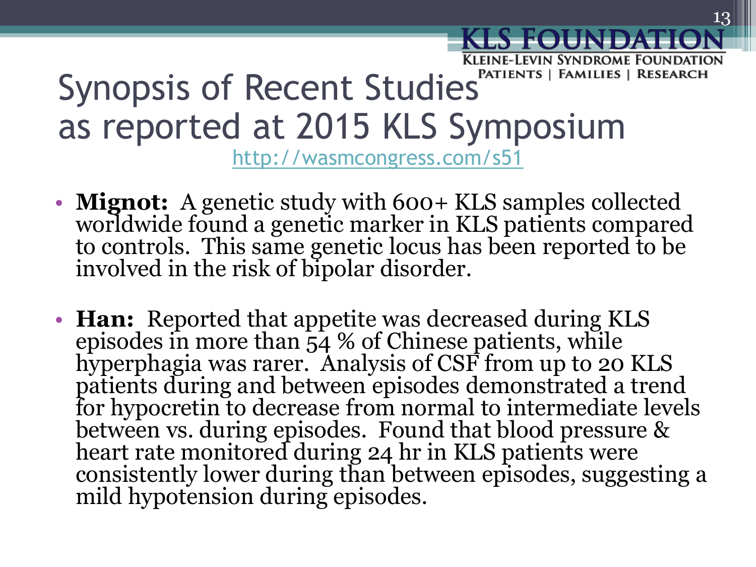# Synopsis of Recent Studies as reported at 2015 KLS Symposium

http://wasmcongress.com/s51

- **Mignot:** A genetic study with 600+ KLS samples collected worldwide found a genetic marker in KLS patients compared to controls. This same genetic locus has been reported to be involved in the risk of bipolar disorder.

- **Han:** Reported that appetite was decreased during KLS episodes in more than 54 % of Chinese patients, while hyperphagia was rarer. Analysis of CSF from up to 20 KLS patients during and between episodes demonstrated a trend for hypocretin to decrease from normal to intermediate levels between vs. during episodes. Found that blood pressure & heart rate monitored during 24 hr in KLS patients were consistently lower during than between episodes, suggesting a mild hypotension during episodes.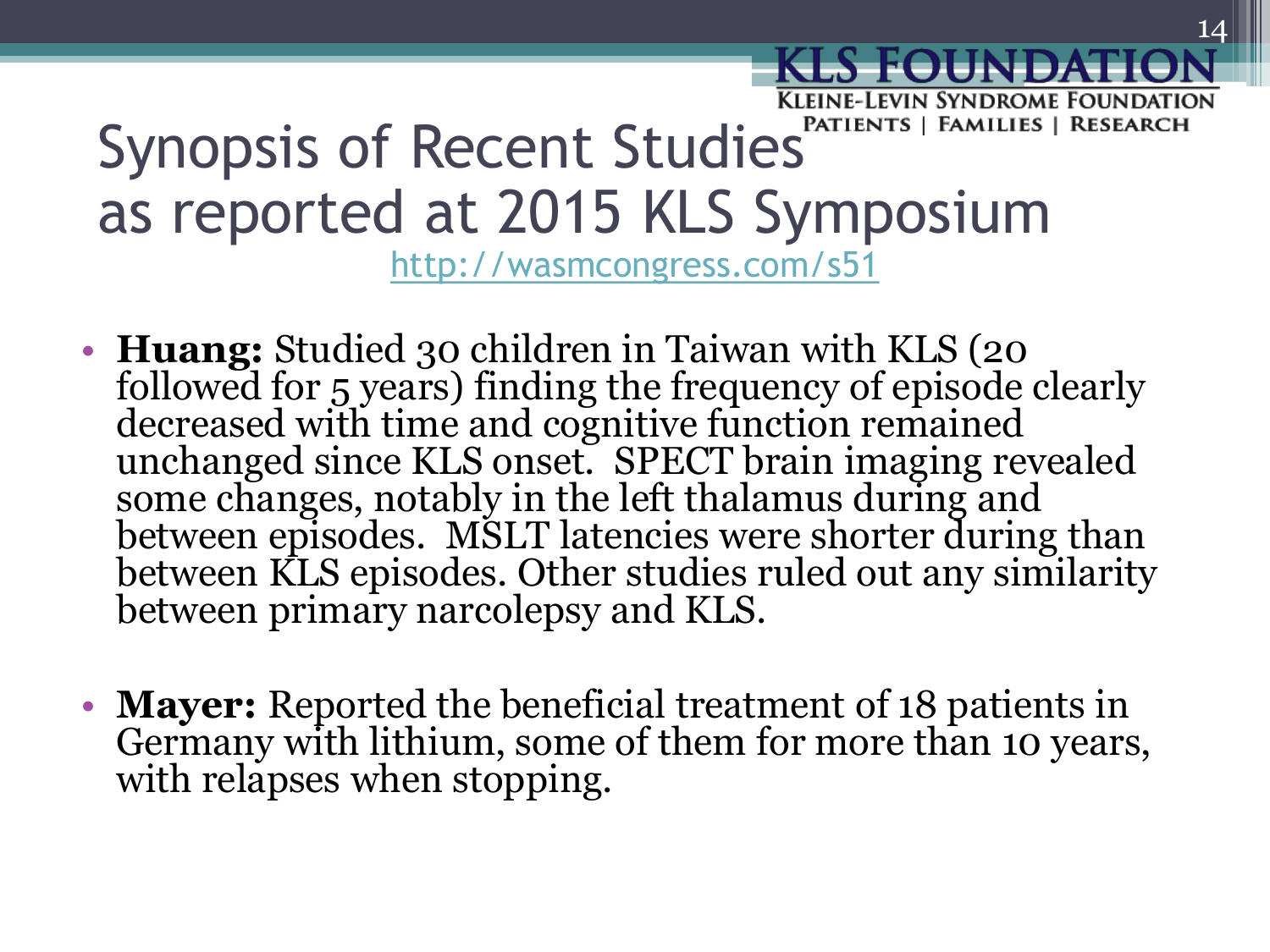# Synopsis of Recent Studies as reported at 2015 KLS Symposium

[http://wasmcongress.com/s51](http://wasmcongress.com/s51)

- **Huang:** Studied 30 children in Taiwan with KLS (20 followed for 5 years) finding the frequency of episode clearly decreased with time and cognitive function remained unchanged since KLS onset. SPECT brain imaging revealed some changes, notably in the left thalamus during and between episodes. MSLT latencies were shorter during than between KLS episodes. Other studies ruled out any similarity between primary narcolepsy and KLS.

- **Mayer:** Reported the beneficial treatment of 18 patients in Germany with lithium, some of them for more than 10 years, with relapses when stopping.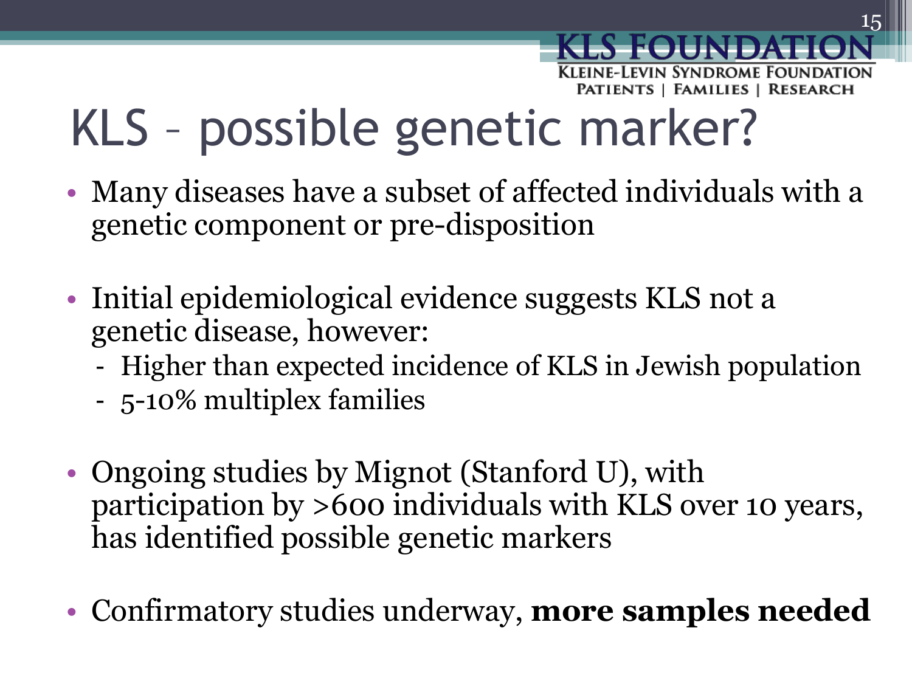# KLS – possible genetic marker?

- Many diseases have a subset of affected individuals with a genetic component or pre-disposition
- Initial epidemiological evidence suggests KLS not a genetic disease, however:
  - Higher than expected incidence of KLS in Jewish population
  - 5-10% multiplex families
- Ongoing studies by Mignot (Stanford U), with participation by >600 individuals with KLS over 10 years, has identified possible genetic markers
- Confirmatory studies underway, **more samples needed**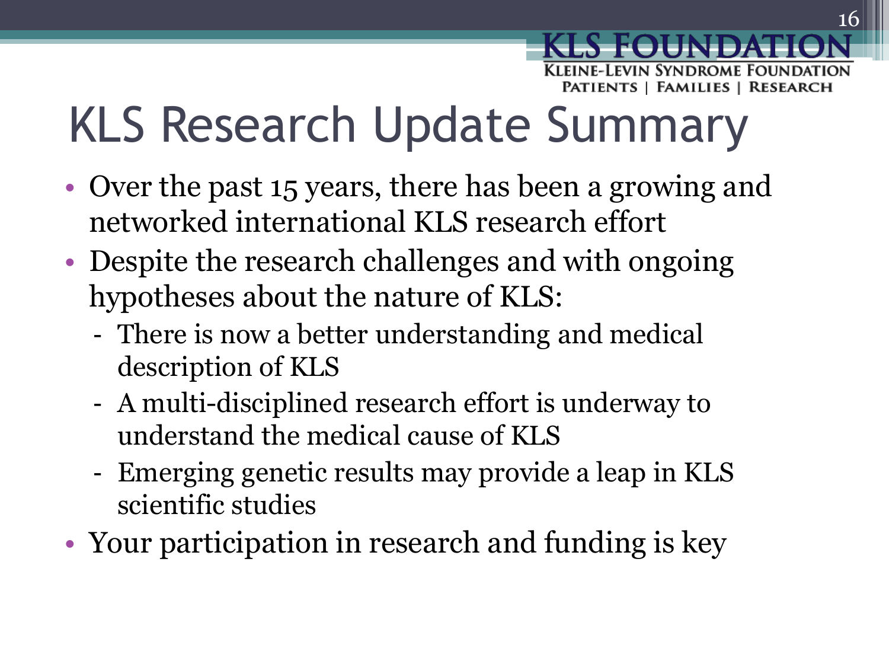# KLS Research Update Summary

- Over the past 15 years, there has been a growing and networked international KLS research effort
- Despite the research challenges and with ongoing hypotheses about the nature of KLS:
  - There is now a better understanding and medical description of KLS
  - A multi-disciplined research effort is underway to understand the medical cause of KLS
  - Emerging genetic results may provide a leap in KLS scientific studies
- Your participation in research and funding is key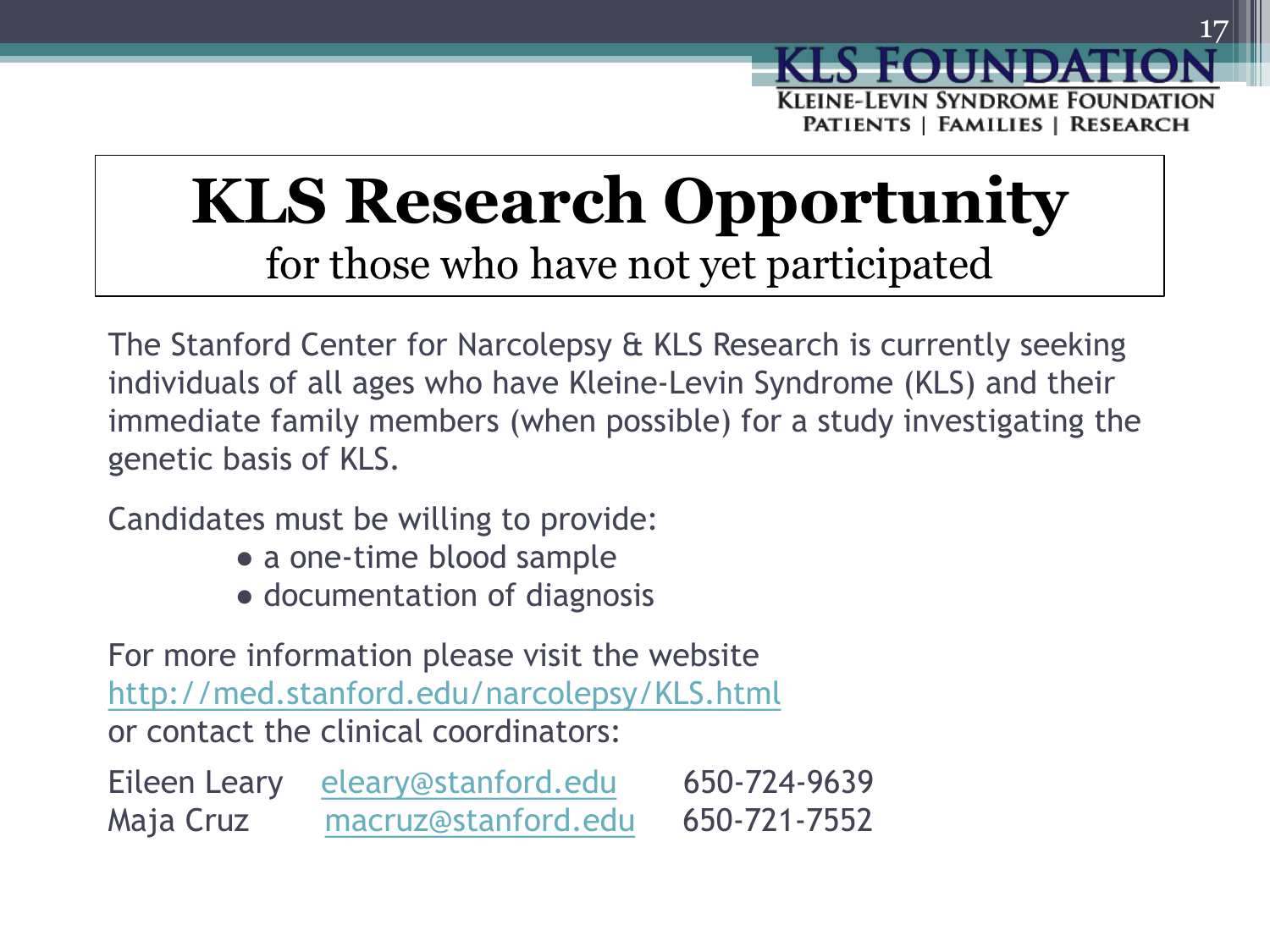KLS FOUNDATION
KLEINE-LEVIN SYNDROME FOUNDATION
PATIENTS | FAMILIES | RESEARCH

# KLS Research Opportunity

for those who have not yet participated

The Stanford Center for Narcolepsy & KLS Research is currently seeking individuals of all ages who have Kleine-Levin Syndrome (KLS) and their immediate family members (when possible) for a study investigating the genetic basis of KLS.

Candidates must be willing to provide:

- a one-time blood sample
- documentation of diagnosis

For more information please visit the website
http://med.stanford.edu/narcolepsy/KLS.html
or contact the clinical coordinators:

| | | |
|---|---|---|
| Eileen Leary | eleary@stanford.edu | 650-724-9639 |
| Maja Cruz | macruz@stanford.edu | 650-721-7552 |